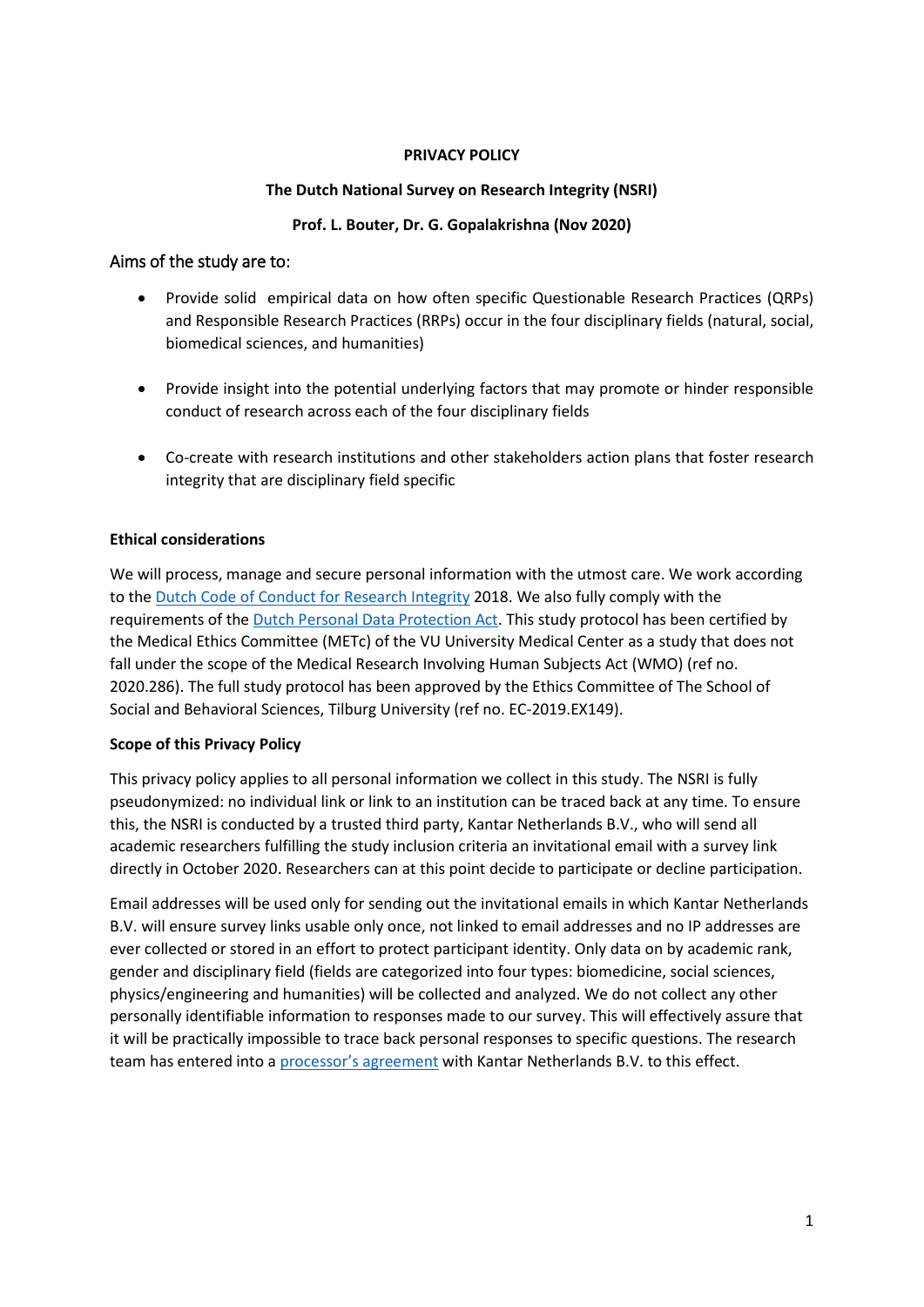**PRIVACY POLICY**

**The Dutch National Survey on Research Integrity (NSRI)**

**Prof. L. Bouter, Dr. G. Gopalakrishna (Nov 2020)**

## Aims of the study are to:

- Provide solid empirical data on how often specific Questionable Research Practices (QRPs) and Responsible Research Practices (RRPs) occur in the four disciplinary fields (natural, social, biomedical sciences, and humanities)
- Provide insight into the potential underlying factors that may promote or hinder responsible conduct of research across each of the four disciplinary fields
- Co-create with research institutions and other stakeholders action plans that foster research integrity that are disciplinary field specific

**Ethical considerations**

We will process, manage and secure personal information with the utmost care. We work according to the Dutch Code of Conduct for Research Integrity 2018. We also fully comply with the requirements of the Dutch Personal Data Protection Act. This study protocol has been certified by the Medical Ethics Committee (METc) of the VU University Medical Center as a study that does not fall under the scope of the Medical Research Involving Human Subjects Act (WMO) (ref no. 2020.286). The full study protocol has been approved by the Ethics Committee of The School of Social and Behavioral Sciences, Tilburg University (ref no. EC-2019.EX149).

**Scope of this Privacy Policy**

This privacy policy applies to all personal information we collect in this study. The NSRI is fully pseudonymized: no individual link or link to an institution can be traced back at any time. To ensure this, the NSRI is conducted by a trusted third party, Kantar Netherlands B.V., who will send all academic researchers fulfilling the study inclusion criteria an invitational email with a survey link directly in October 2020. Researchers can at this point decide to participate or decline participation.

Email addresses will be used only for sending out the invitational emails in which Kantar Netherlands B.V. will ensure survey links usable only once, not linked to email addresses and no IP addresses are ever collected or stored in an effort to protect participant identity. Only data on by academic rank, gender and disciplinary field (fields are categorized into four types: biomedicine, social sciences, physics/engineering and humanities) will be collected and analyzed. We do not collect any other personally identifiable information to responses made to our survey. This will effectively assure that it will be practically impossible to trace back personal responses to specific questions. The research team has entered into a processor's agreement with Kantar Netherlands B.V. to this effect.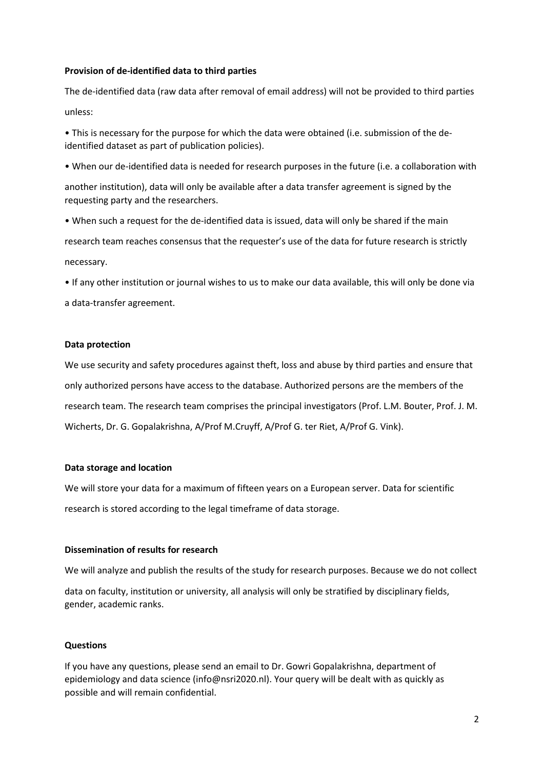**Provision of de-identified data to third parties**

The de-identified data (raw data after removal of email address) will not be provided to third parties unless:

- This is necessary for the purpose for which the data were obtained (i.e. submission of the de-identified dataset as part of publication policies).
- When our de-identified data is needed for research purposes in the future (i.e. a collaboration with another institution), data will only be available after a data transfer agreement is signed by the requesting party and the researchers.
- When such a request for the de-identified data is issued, data will only be shared if the main research team reaches consensus that the requester's use of the data for future research is strictly necessary.
- If any other institution or journal wishes to us to make our data available, this will only be done via a data-transfer agreement.

**Data protection**

We use security and safety procedures against theft, loss and abuse by third parties and ensure that only authorized persons have access to the database. Authorized persons are the members of the research team. The research team comprises the principal investigators (Prof. L.M. Bouter, Prof. J. M. Wicherts, Dr. G. Gopalakrishna, A/Prof M.Cruyff, A/Prof G. ter Riet, A/Prof G. Vink).

**Data storage and location**

We will store your data for a maximum of fifteen years on a European server. Data for scientific research is stored according to the legal timeframe of data storage.

**Dissemination of results for research**

We will analyze and publish the results of the study for research purposes. Because we do not collect data on faculty, institution or university, all analysis will only be stratified by disciplinary fields, gender, academic ranks.

**Questions**

If you have any questions, please send an email to Dr. Gowri Gopalakrishna, department of epidemiology and data science (info@nsri2020.nl). Your query will be dealt with as quickly as possible and will remain confidential.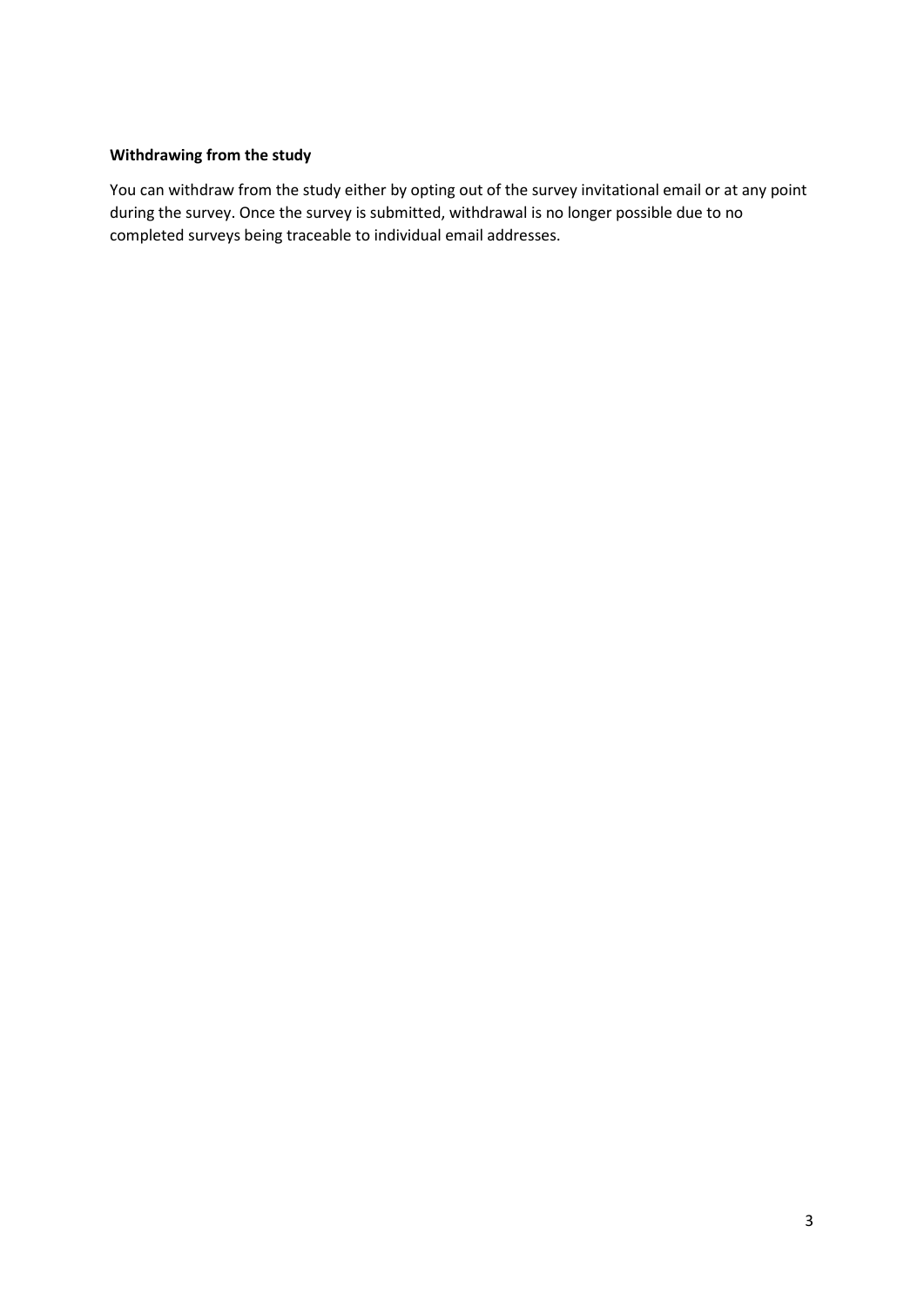**Withdrawing from the study**

You can withdraw from the study either by opting out of the survey invitational email or at any point during the survey. Once the survey is submitted, withdrawal is no longer possible due to no completed surveys being traceable to individual email addresses.